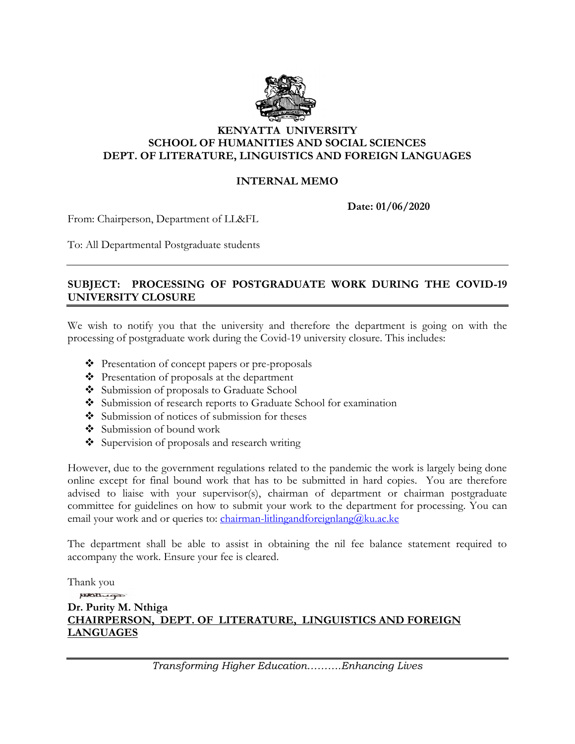**KENYATTA UNIVERSITY**
**SCHOOL OF HUMANITIES AND SOCIAL SCIENCES**
**DEPT. OF LITERATURE, LINGUISTICS AND FOREIGN LANGUAGES**

**INTERNAL MEMO**

**Date: 01/06/2020**

From: Chairperson, Department of LL&FL

To: All Departmental Postgraduate students

---

**SUBJECT: PROCESSING OF POSTGRADUATE WORK DURING THE COVID-19 UNIVERSITY CLOSURE**

---

We wish to notify you that the university and therefore the department is going on with the processing of postgraduate work during the Covid-19 university closure. This includes:

- Presentation of concept papers or pre-proposals
- Presentation of proposals at the department
- Submission of proposals to Graduate School
- Submission of research reports to Graduate School for examination
- Submission of notices of submission for theses
- Submission of bound work
- Supervision of proposals and research writing

However, due to the government regulations related to the pandemic the work is largely being done online except for final bound work that has to be submitted in hard copies. You are therefore advised to liaise with your supervisor(s), chairman of department or chairman postgraduate committee for guidelines on how to submit your work to the department for processing. You can email your work and or queries to: chairman-litlingandforeignlang@ku.ac.ke

The department shall be able to assist in obtaining the nil fee balance statement required to accompany the work. Ensure your fee is cleared.

Thank you

**Dr. Purity M. Nthiga**
**CHAIRPERSON, DEPT. OF LITERATURE, LINGUISTICS AND FOREIGN LANGUAGES**

---

*Transforming Higher Education..........Enhancing Lives*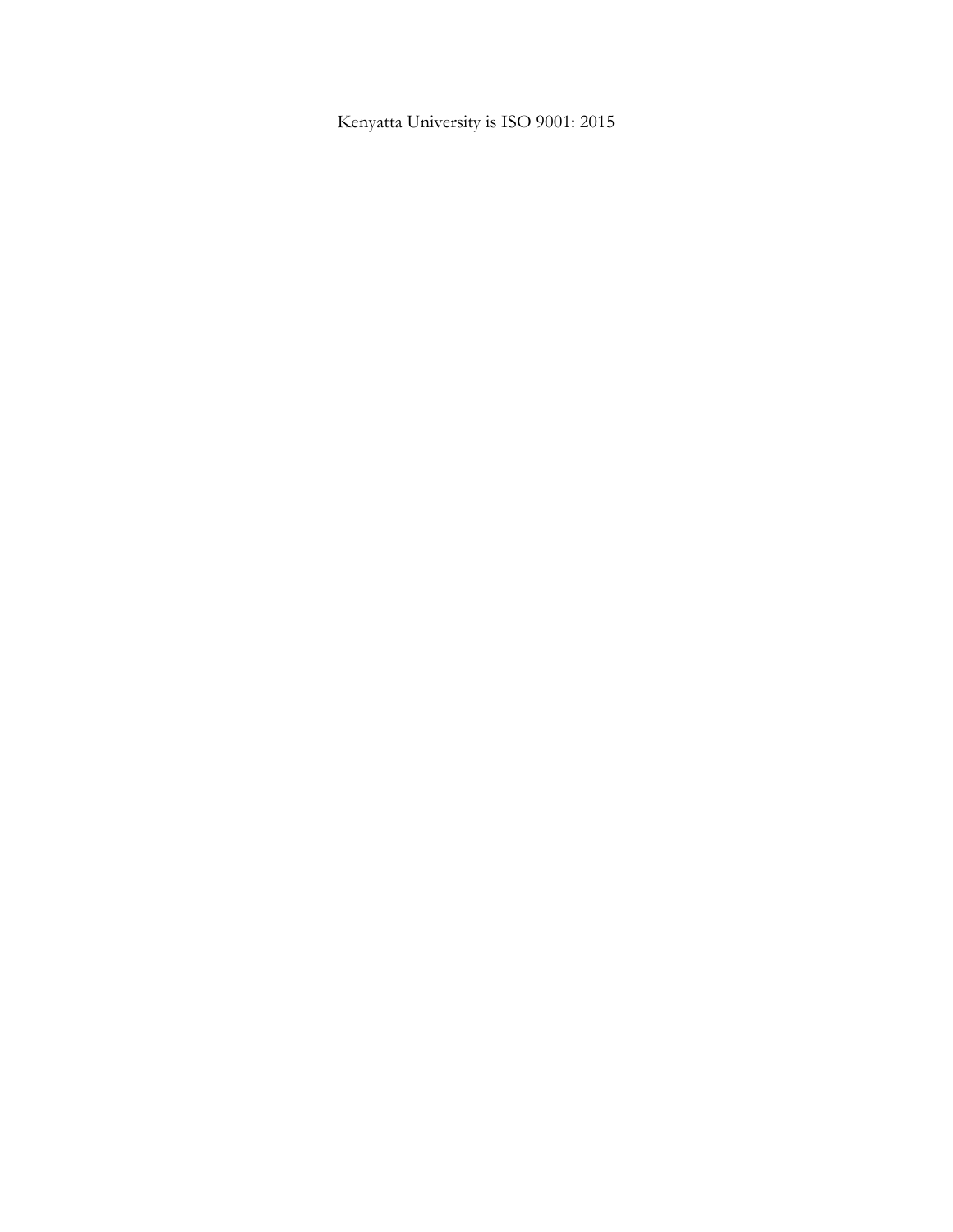Kenyatta University is ISO 9001: 2015